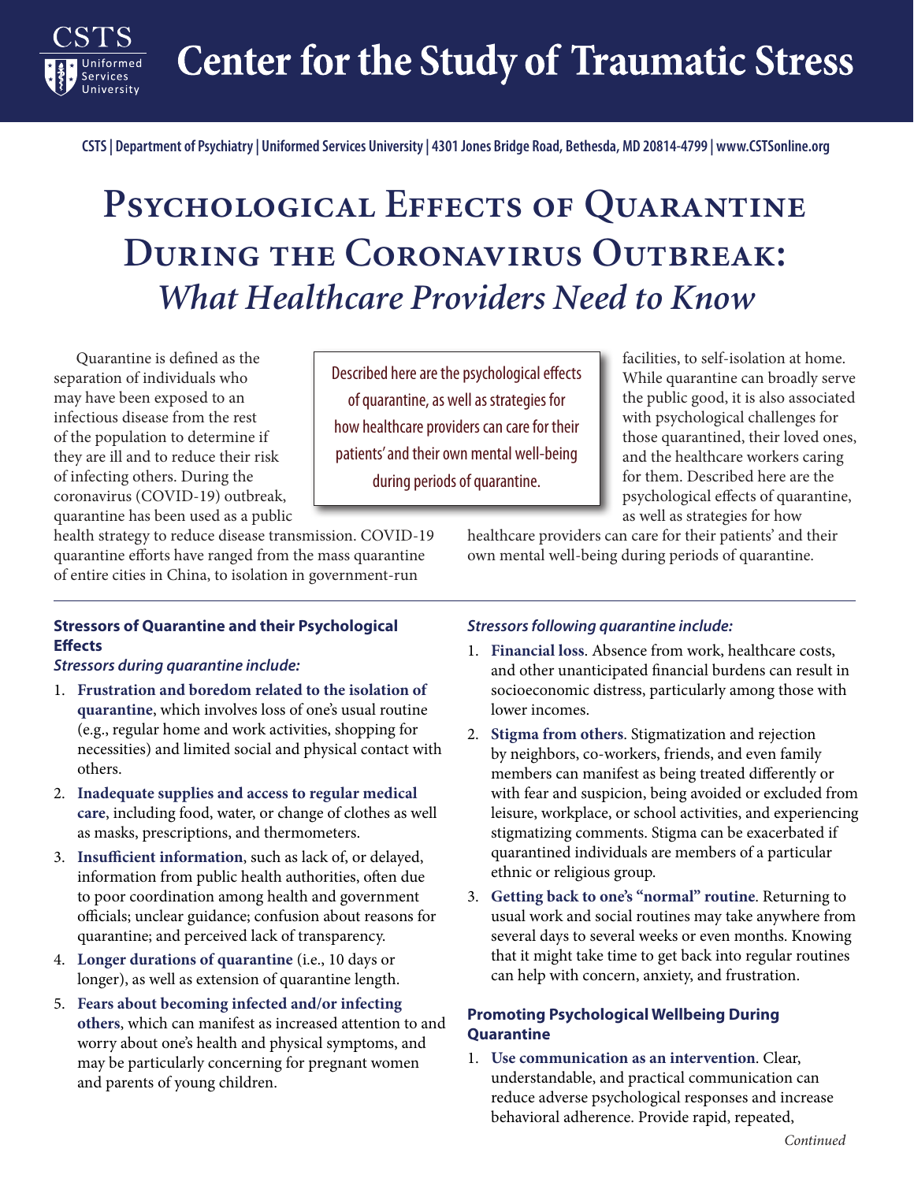# Center for the Study of Traumatic Stress

CSTS | Department of Psychiatry | Uniformed Services University | 4301 Jones Bridge Road, Bethesda, MD 20814-4799 | www.CSTSonline.org

# Psychological Effects of Quarantine During the Coronavirus Outbreak: *What Healthcare Providers Need to Know*

Quarantine is defined as the separation of individuals who may have been exposed to an infectious disease from the rest of the population to determine if they are ill and to reduce their risk of infecting others. During the coronavirus (COVID-19) outbreak, quarantine has been used as a public health strategy to reduce disease transmission. COVID-19 quarantine efforts have ranged from the mass quarantine of entire cities in China, to isolation in government-run facilities, to self-isolation at home. While quarantine can broadly serve the public good, it is also associated with psychological challenges for those quarantined, their loved ones, and the healthcare workers caring for them. Described here are the psychological effects of quarantine, as well as strategies for how healthcare providers can care for their patients' and their own mental well-being during periods of quarantine.

> Described here are the psychological effects of quarantine, as well as strategies for how healthcare providers can care for their patients' and their own mental well-being during periods of quarantine.

## Stressors of Quarantine and their Psychological Effects

***Stressors during quarantine include:***

1. **Frustration and boredom related to the isolation of quarantine**, which involves loss of one's usual routine (e.g., regular home and work activities, shopping for necessities) and limited social and physical contact with others.
2. **Inadequate supplies and access to regular medical care**, including food, water, or change of clothes as well as masks, prescriptions, and thermometers.
3. **Insufficient information**, such as lack of, or delayed, information from public health authorities, often due to poor coordination among health and government officials; unclear guidance; confusion about reasons for quarantine; and perceived lack of transparency.
4. **Longer durations of quarantine** (i.e., 10 days or longer), as well as extension of quarantine length.
5. **Fears about becoming infected and/or infecting others**, which can manifest as increased attention to and worry about one's health and physical symptoms, and may be particularly concerning for pregnant women and parents of young children.

***Stressors following quarantine include:***

1. **Financial loss**. Absence from work, healthcare costs, and other unanticipated financial burdens can result in socioeconomic distress, particularly among those with lower incomes.
2. **Stigma from others**. Stigmatization and rejection by neighbors, co-workers, friends, and even family members can manifest as being treated differently or with fear and suspicion, being avoided or excluded from leisure, workplace, or school activities, and experiencing stigmatizing comments. Stigma can be exacerbated if quarantined individuals are members of a particular ethnic or religious group.
3. **Getting back to one's "normal" routine**. Returning to usual work and social routines may take anywhere from several days to several weeks or even months. Knowing that it might take time to get back into regular routines can help with concern, anxiety, and frustration.

## Promoting Psychological Wellbeing During Quarantine

1. **Use communication as an intervention**. Clear, understandable, and practical communication can reduce adverse psychological responses and increase behavioral adherence. Provide rapid, repeated,

*Continued*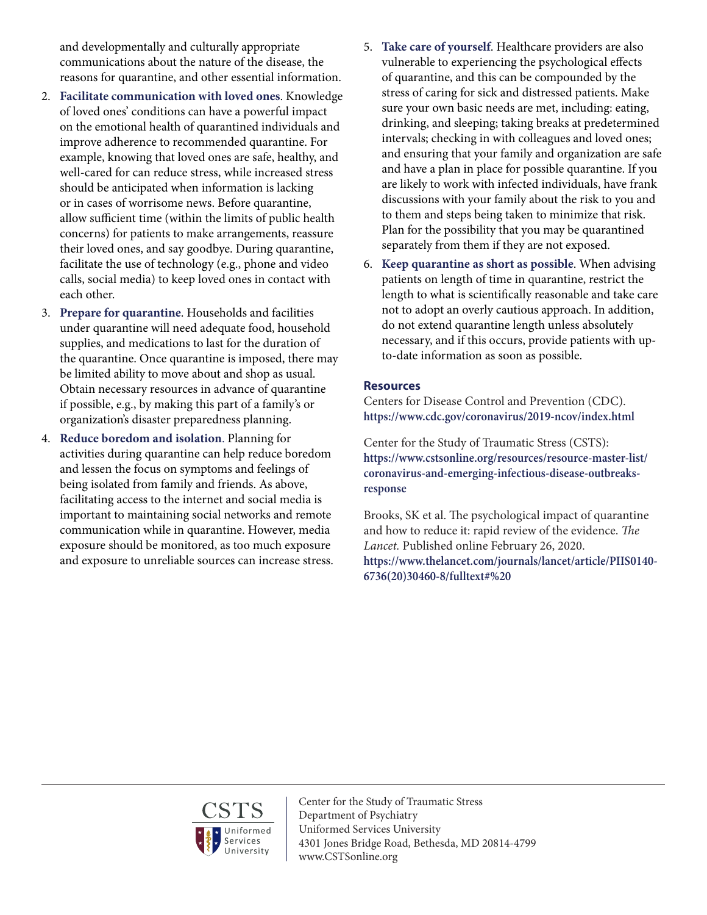and developmentally and culturally appropriate communications about the nature of the disease, the reasons for quarantine, and other essential information.

2. **Facilitate communication with loved ones**. Knowledge of loved ones' conditions can have a powerful impact on the emotional health of quarantined individuals and improve adherence to recommended quarantine. For example, knowing that loved ones are safe, healthy, and well-cared for can reduce stress, while increased stress should be anticipated when information is lacking or in cases of worrisome news. Before quarantine, allow sufficient time (within the limits of public health concerns) for patients to make arrangements, reassure their loved ones, and say goodbye. During quarantine, facilitate the use of technology (e.g., phone and video calls, social media) to keep loved ones in contact with each other.
3. **Prepare for quarantine**. Households and facilities under quarantine will need adequate food, household supplies, and medications to last for the duration of the quarantine. Once quarantine is imposed, there may be limited ability to move about and shop as usual. Obtain necessary resources in advance of quarantine if possible, e.g., by making this part of a family's or organization's disaster preparedness planning.
4. **Reduce boredom and isolation**. Planning for activities during quarantine can help reduce boredom and lessen the focus on symptoms and feelings of being isolated from family and friends. As above, facilitating access to the internet and social media is important to maintaining social networks and remote communication while in quarantine. However, media exposure should be monitored, as too much exposure and exposure to unreliable sources can increase stress.
5. **Take care of yourself**. Healthcare providers are also vulnerable to experiencing the psychological effects of quarantine, and this can be compounded by the stress of caring for sick and distressed patients. Make sure your own basic needs are met, including: eating, drinking, and sleeping; taking breaks at predetermined intervals; checking in with colleagues and loved ones; and ensuring that your family and organization are safe and have a plan in place for possible quarantine. If you are likely to work with infected individuals, have frank discussions with your family about the risk to you and to them and steps being taken to minimize that risk. Plan for the possibility that you may be quarantined separately from them if they are not exposed.
6. **Keep quarantine as short as possible**. When advising patients on length of time in quarantine, restrict the length to what is scientifically reasonable and take care not to adopt an overly cautious approach. In addition, do not extend quarantine length unless absolutely necessary, and if this occurs, provide patients with up-to-date information as soon as possible.

### Resources

Centers for Disease Control and Prevention (CDC).
**https://www.cdc.gov/coronavirus/2019-ncov/index.html**

Center for the Study of Traumatic Stress (CSTS):
**https://www.cstsonline.org/resources/resource-master-list/coronavirus-and-emerging-infectious-disease-outbreaks-response**

Brooks, SK et al. The psychological impact of quarantine and how to reduce it: rapid review of the evidence. *The Lancet.* Published online February 26, 2020.
**https://www.thelancet.com/journals/lancet/article/PIIS0140-6736(20)30460-8/fulltext#%20**

CSTS
Uniformed Services University

Center for the Study of Traumatic Stress
Department of Psychiatry
Uniformed Services University
4301 Jones Bridge Road, Bethesda, MD 20814-4799
www.CSTSonline.org